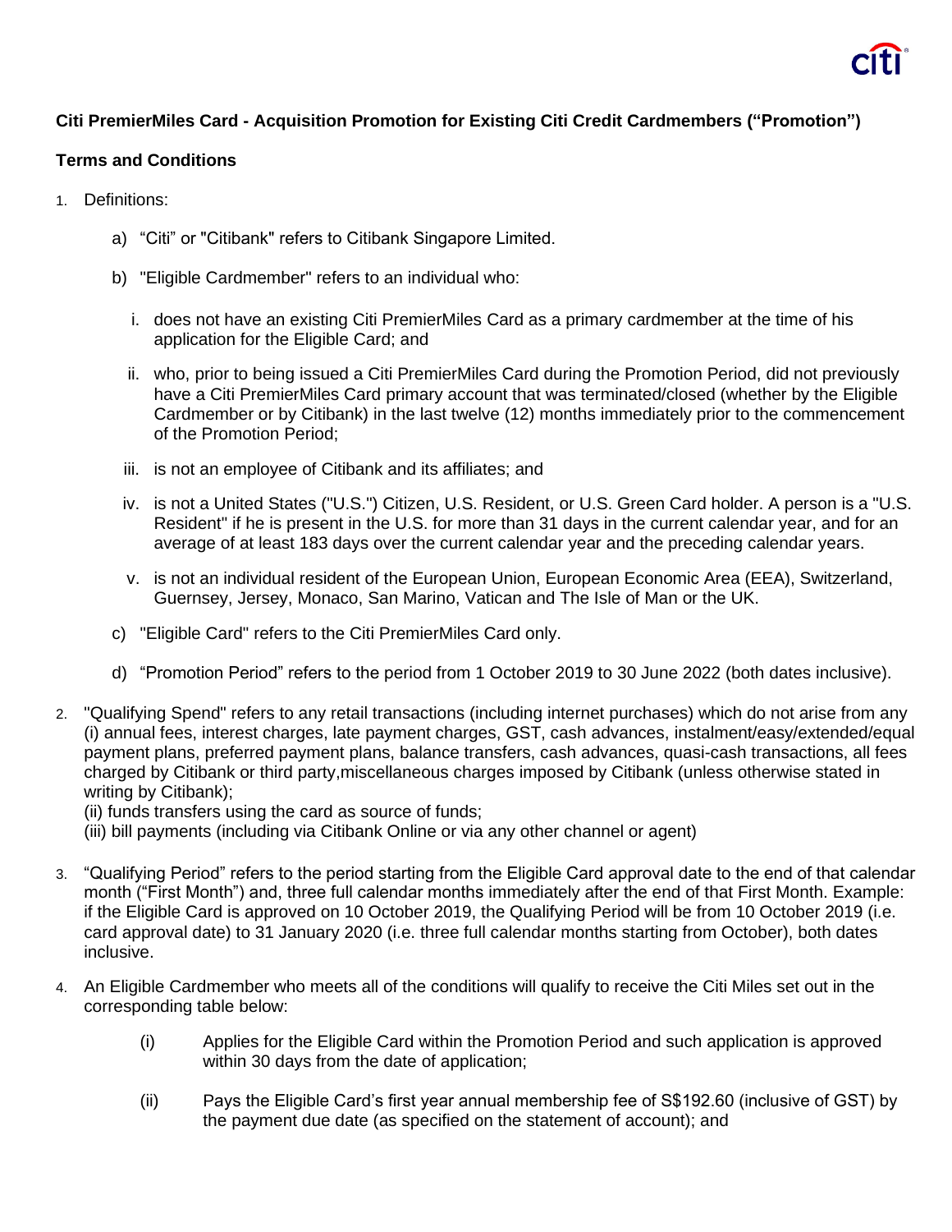**Citi PremierMiles Card - Acquisition Promotion for Existing Citi Credit Cardmembers ("Promotion")**

**Terms and Conditions**

1. Definitions:

   a) "Citi" or "Citibank" refers to Citibank Singapore Limited.

   b) "Eligible Cardmember" refers to an individual who:

      i. does not have an existing Citi PremierMiles Card as a primary cardmember at the time of his application for the Eligible Card; and

      ii. who, prior to being issued a Citi PremierMiles Card during the Promotion Period, did not previously have a Citi PremierMiles Card primary account that was terminated/closed (whether by the Eligible Cardmember or by Citibank) in the last twelve (12) months immediately prior to the commencement of the Promotion Period;

      iii. is not an employee of Citibank and its affiliates; and

      iv. is not a United States ("U.S.") Citizen, U.S. Resident, or U.S. Green Card holder. A person is a "U.S. Resident" if he is present in the U.S. for more than 31 days in the current calendar year, and for an average of at least 183 days over the current calendar year and the preceding calendar years.

      v. is not an individual resident of the European Union, European Economic Area (EEA), Switzerland, Guernsey, Jersey, Monaco, San Marino, Vatican and The Isle of Man or the UK.

   c) "Eligible Card" refers to the Citi PremierMiles Card only.

   d) "Promotion Period" refers to the period from 1 October 2019 to 30 June 2022 (both dates inclusive).

2. "Qualifying Spend" refers to any retail transactions (including internet purchases) which do not arise from any (i) annual fees, interest charges, late payment charges, GST, cash advances, instalment/easy/extended/equal payment plans, preferred payment plans, balance transfers, cash advances, quasi-cash transactions, all fees charged by Citibank or third party,miscellaneous charges imposed by Citibank (unless otherwise stated in writing by Citibank);
   (ii) funds transfers using the card as source of funds;
   (iii) bill payments (including via Citibank Online or via any other channel or agent)

3. "Qualifying Period" refers to the period starting from the Eligible Card approval date to the end of that calendar month ("First Month") and, three full calendar months immediately after the end of that First Month. Example: if the Eligible Card is approved on 10 October 2019, the Qualifying Period will be from 10 October 2019 (i.e. card approval date) to 31 January 2020 (i.e. three full calendar months starting from October), both dates inclusive.

4. An Eligible Cardmember who meets all of the conditions will qualify to receive the Citi Miles set out in the corresponding table below:

   (i) Applies for the Eligible Card within the Promotion Period and such application is approved within 30 days from the date of application;

   (ii) Pays the Eligible Card's first year annual membership fee of S$192.60 (inclusive of GST) by the payment due date (as specified on the statement of account); and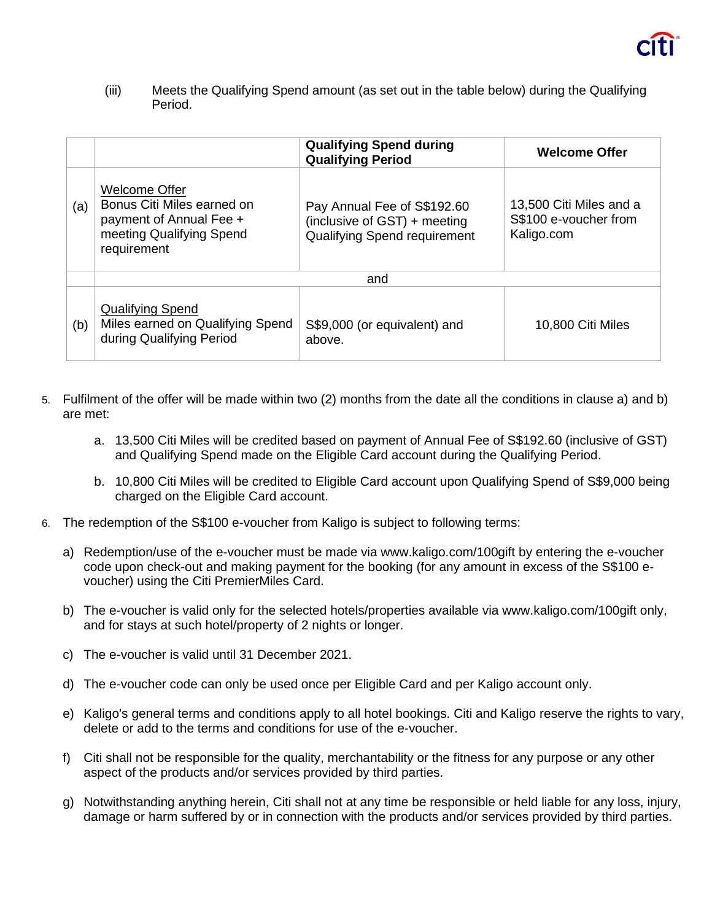(iii) Meets the Qualifying Spend amount (as set out in the table below) during the Qualifying Period.

| | | Qualifying Spend during Qualifying Period | Welcome Offer |
|---|---|---|---|
| (a) | Welcome Offer<br>Bonus Citi Miles earned on payment of Annual Fee + meeting Qualifying Spend requirement | Pay Annual Fee of S$192.60 (inclusive of GST) + meeting Qualifying Spend requirement | 13,500 Citi Miles and a S$100 e-voucher from Kaligo.com |
| | and | | |
| (b) | Qualifying Spend<br>Miles earned on Qualifying Spend during Qualifying Period | S$9,000 (or equivalent) and above. | 10,800 Citi Miles |

5. Fulfilment of the offer will be made within two (2) months from the date all the conditions in clause a) and b) are met:

   a. 13,500 Citi Miles will be credited based on payment of Annual Fee of S$192.60 (inclusive of GST) and Qualifying Spend made on the Eligible Card account during the Qualifying Period.

   b. 10,800 Citi Miles will be credited to Eligible Card account upon Qualifying Spend of S$9,000 being charged on the Eligible Card account.

6. The redemption of the S$100 e-voucher from Kaligo is subject to following terms:

   a) Redemption/use of the e-voucher must be made via www.kaligo.com/100gift by entering the e-voucher code upon check-out and making payment for the booking (for any amount in excess of the S$100 e-voucher) using the Citi PremierMiles Card.

   b) The e-voucher is valid only for the selected hotels/properties available via www.kaligo.com/100gift only, and for stays at such hotel/property of 2 nights or longer.

   c) The e-voucher is valid until 31 December 2021.

   d) The e-voucher code can only be used once per Eligible Card and per Kaligo account only.

   e) Kaligo's general terms and conditions apply to all hotel bookings. Citi and Kaligo reserve the rights to vary, delete or add to the terms and conditions for use of the e-voucher.

   f) Citi shall not be responsible for the quality, merchantability or the fitness for any purpose or any other aspect of the products and/or services provided by third parties.

   g) Notwithstanding anything herein, Citi shall not at any time be responsible or held liable for any loss, injury, damage or harm suffered by or in connection with the products and/or services provided by third parties.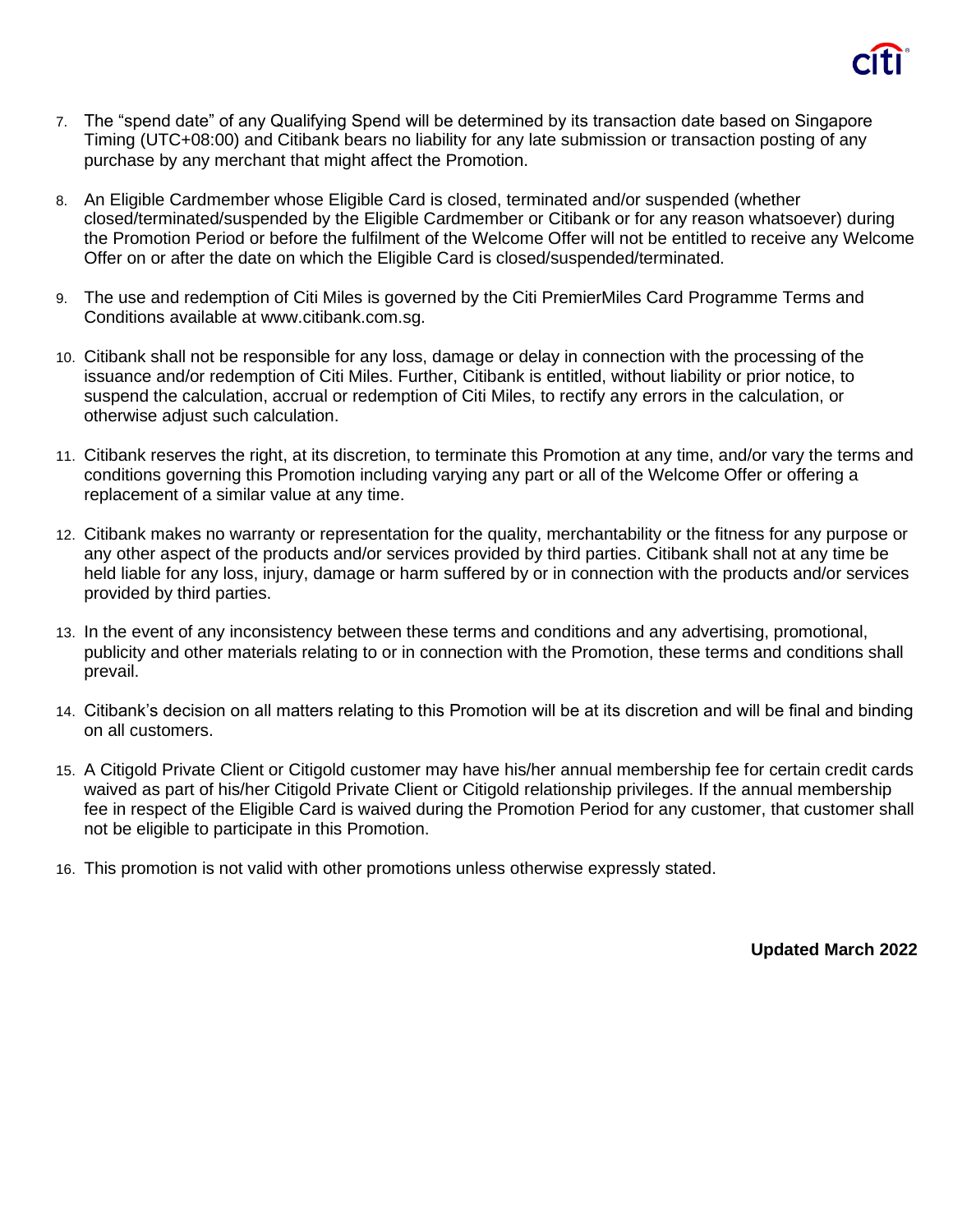7. The "spend date" of any Qualifying Spend will be determined by its transaction date based on Singapore Timing (UTC+08:00) and Citibank bears no liability for any late submission or transaction posting of any purchase by any merchant that might affect the Promotion.

8. An Eligible Cardmember whose Eligible Card is closed, terminated and/or suspended (whether closed/terminated/suspended by the Eligible Cardmember or Citibank or for any reason whatsoever) during the Promotion Period or before the fulfilment of the Welcome Offer will not be entitled to receive any Welcome Offer on or after the date on which the Eligible Card is closed/suspended/terminated.

9. The use and redemption of Citi Miles is governed by the Citi PremierMiles Card Programme Terms and Conditions available at www.citibank.com.sg.

10. Citibank shall not be responsible for any loss, damage or delay in connection with the processing of the issuance and/or redemption of Citi Miles. Further, Citibank is entitled, without liability or prior notice, to suspend the calculation, accrual or redemption of Citi Miles, to rectify any errors in the calculation, or otherwise adjust such calculation.

11. Citibank reserves the right, at its discretion, to terminate this Promotion at any time, and/or vary the terms and conditions governing this Promotion including varying any part or all of the Welcome Offer or offering a replacement of a similar value at any time.

12. Citibank makes no warranty or representation for the quality, merchantability or the fitness for any purpose or any other aspect of the products and/or services provided by third parties. Citibank shall not at any time be held liable for any loss, injury, damage or harm suffered by or in connection with the products and/or services provided by third parties.

13. In the event of any inconsistency between these terms and conditions and any advertising, promotional, publicity and other materials relating to or in connection with the Promotion, these terms and conditions shall prevail.

14. Citibank's decision on all matters relating to this Promotion will be at its discretion and will be final and binding on all customers.

15. A Citigold Private Client or Citigold customer may have his/her annual membership fee for certain credit cards waived as part of his/her Citigold Private Client or Citigold relationship privileges. If the annual membership fee in respect of the Eligible Card is waived during the Promotion Period for any customer, that customer shall not be eligible to participate in this Promotion.

16. This promotion is not valid with other promotions unless otherwise expressly stated.

**Updated March 2022**